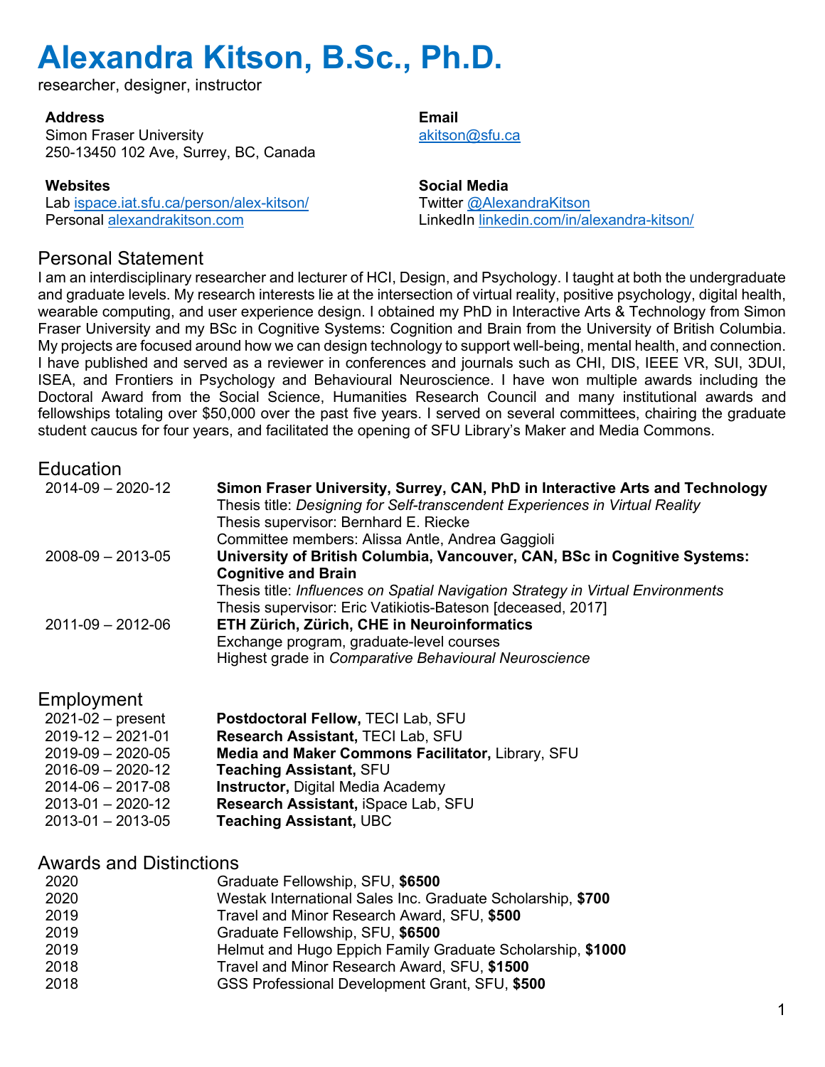# Alexandra Kitson, B.Sc., Ph.D.

researcher, designer, instructor

**Address**
Simon Fraser University
250-13450 102 Ave, Surrey, BC, Canada

**Email**
akitson@sfu.ca

**Websites**
Lab ispace.iat.sfu.ca/person/alex-kitson/
Personal alexandrakitson.com

**Social Media**
Twitter @AlexandraKitson
LinkedIn linkedin.com/in/alexandra-kitson/

## Personal Statement

I am an interdisciplinary researcher and lecturer of HCI, Design, and Psychology. I taught at both the undergraduate and graduate levels. My research interests lie at the intersection of virtual reality, positive psychology, digital health, wearable computing, and user experience design. I obtained my PhD in Interactive Arts & Technology from Simon Fraser University and my BSc in Cognitive Systems: Cognition and Brain from the University of British Columbia. My projects are focused around how we can design technology to support well-being, mental health, and connection. I have published and served as a reviewer in conferences and journals such as CHI, DIS, IEEE VR, SUI, 3DUI, ISEA, and Frontiers in Psychology and Behavioural Neuroscience. I have won multiple awards including the Doctoral Award from the Social Science, Humanities Research Council and many institutional awards and fellowships totaling over $50,000 over the past five years. I served on several committees, chairing the graduate student caucus for four years, and facilitated the opening of SFU Library's Maker and Media Commons.

## Education

| | |
|---|---|
| 2014-09 – 2020-12 | **Simon Fraser University, Surrey, CAN, PhD in Interactive Arts and Technology**<br>Thesis title: *Designing for Self-transcendent Experiences in Virtual Reality*<br>Thesis supervisor: Bernhard E. Riecke<br>Committee members: Alissa Antle, Andrea Gaggioli |
| 2008-09 – 2013-05 | **University of British Columbia, Vancouver, CAN, BSc in Cognitive Systems: Cognitive and Brain**<br>Thesis title: *Influences on Spatial Navigation Strategy in Virtual Environments*<br>Thesis supervisor: Eric Vatikiotis-Bateson [deceased, 2017] |
| 2011-09 – 2012-06 | **ETH Zürich, Zürich, CHE in Neuroinformatics**<br>Exchange program, graduate-level courses<br>Highest grade in *Comparative Behavioural Neuroscience* |

## Employment

| | |
|---|---|
| 2021-02 – present | **Postdoctoral Fellow,** TECI Lab, SFU |
| 2019-12 – 2021-01 | **Research Assistant,** TECI Lab, SFU |
| 2019-09 – 2020-05 | **Media and Maker Commons Facilitator,** Library, SFU |
| 2016-09 – 2020-12 | **Teaching Assistant,** SFU |
| 2014-06 – 2017-08 | **Instructor,** Digital Media Academy |
| 2013-01 – 2020-12 | **Research Assistant,** iSpace Lab, SFU |
| 2013-01 – 2013-05 | **Teaching Assistant,** UBC |

## Awards and Distinctions

| | |
|---|---|
| 2020 | Graduate Fellowship, SFU, **$6500** |
| 2020 | Westak International Sales Inc. Graduate Scholarship, **$700** |
| 2019 | Travel and Minor Research Award, SFU, **$500** |
| 2019 | Graduate Fellowship, SFU, **$6500** |
| 2019 | Helmut and Hugo Eppich Family Graduate Scholarship, **$1000** |
| 2018 | Travel and Minor Research Award, SFU, **$1500** |
| 2018 | GSS Professional Development Grant, SFU, **$500** |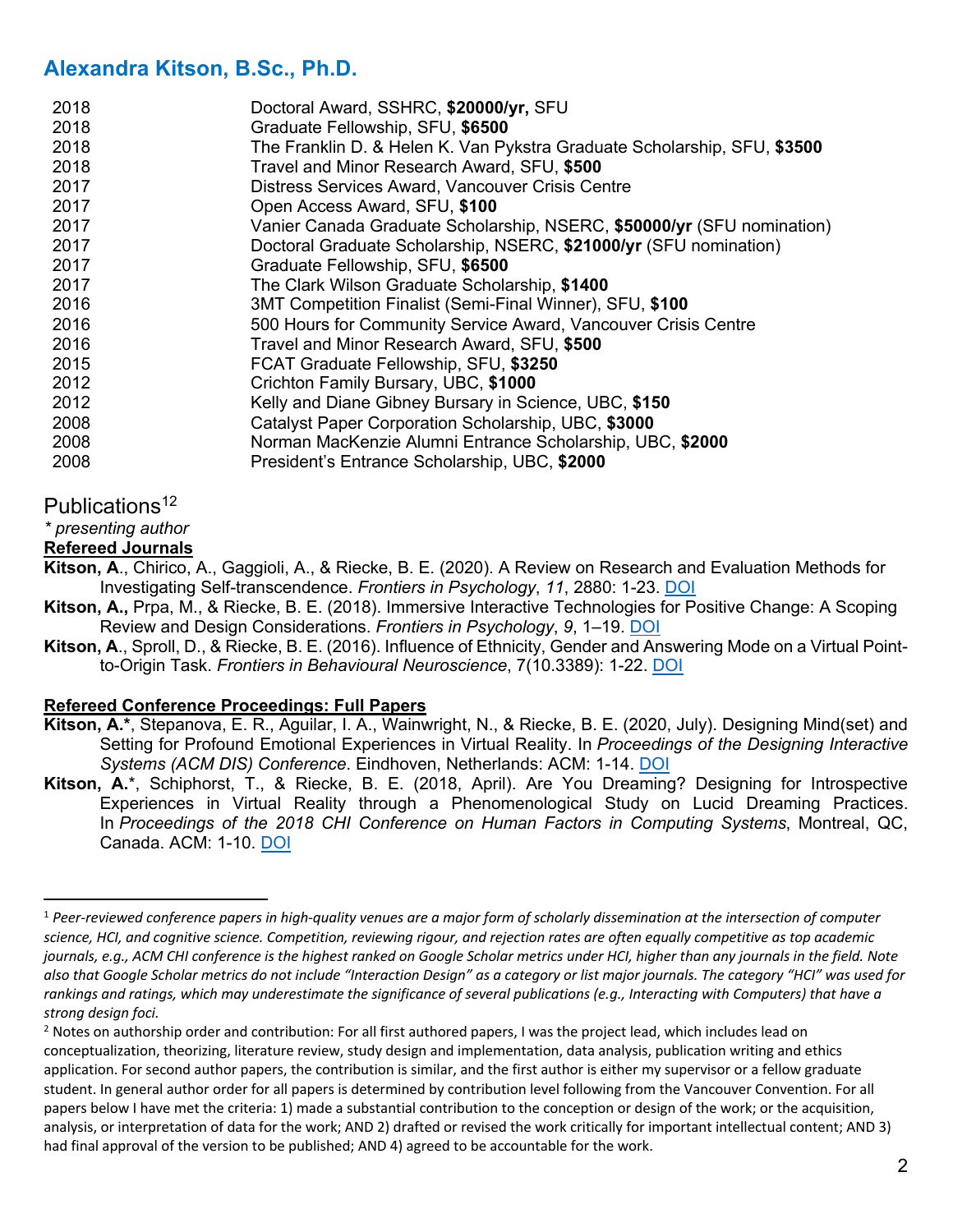| | |
|---|---|
| 2018 | Doctoral Award, SSHRC, **$20000/yr,** SFU |
| 2018 | Graduate Fellowship, SFU, **$6500** |
| 2018 | The Franklin D. & Helen K. Van Pykstra Graduate Scholarship, SFU, **$3500** |
| 2018 | Travel and Minor Research Award, SFU, **$500** |
| 2017 | Distress Services Award, Vancouver Crisis Centre |
| 2017 | Open Access Award, SFU, **$100** |
| 2017 | Vanier Canada Graduate Scholarship, NSERC, **$50000/yr** (SFU nomination) |
| 2017 | Doctoral Graduate Scholarship, NSERC, **$21000/yr** (SFU nomination) |
| 2017 | Graduate Fellowship, SFU, **$6500** |
| 2017 | The Clark Wilson Graduate Scholarship, **$1400** |
| 2016 | 3MT Competition Finalist (Semi-Final Winner), SFU, **$100** |
| 2016 | 500 Hours for Community Service Award, Vancouver Crisis Centre |
| 2016 | Travel and Minor Research Award, SFU, **$500** |
| 2015 | FCAT Graduate Fellowship, SFU, **$3250** |
| 2012 | Crichton Family Bursary, UBC, **$1000** |
| 2012 | Kelly and Diane Gibney Bursary in Science, UBC, **$150** |
| 2008 | Catalyst Paper Corporation Scholarship, UBC, **$3000** |
| 2008 | Norman MacKenzie Alumni Entrance Scholarship, UBC, **$2000** |
| 2008 | President's Entrance Scholarship, UBC, **$2000** |

## Publications[1][2]

*\* presenting author*

**Refereed Journals**

**Kitson, A**., Chirico, A., Gaggioli, A., & Riecke, B. E. (2020). A Review on Research and Evaluation Methods for Investigating Self-transcendence. *Frontiers in Psychology*, *11*, 2880: 1-23. DOI

**Kitson, A.,** Prpa, M., & Riecke, B. E. (2018). Immersive Interactive Technologies for Positive Change: A Scoping Review and Design Considerations. *Frontiers in Psychology*, *9*, 1–19. DOI

**Kitson, A**., Sproll, D., & Riecke, B. E. (2016). Influence of Ethnicity, Gender and Answering Mode on a Virtual Point-to-Origin Task. *Frontiers in Behavioural Neuroscience*, 7(10.3389): 1-22. DOI

**Refereed Conference Proceedings: Full Papers**

**Kitson, A.\***, Stepanova, E. R., Aguilar, I. A., Wainwright, N., & Riecke, B. E. (2020, July). Designing Mind(set) and Setting for Profound Emotional Experiences in Virtual Reality. In *Proceedings of the Designing Interactive Systems (ACM DIS) Conference*. Eindhoven, Netherlands: ACM: 1-14. DOI

**Kitson, A.**\*, Schiphorst, T., & Riecke, B. E. (2018, April). Are You Dreaming? Designing for Introspective Experiences in Virtual Reality through a Phenomenological Study on Lucid Dreaming Practices. In *Proceedings of the 2018 CHI Conference on Human Factors in Computing Systems*, Montreal, QC, Canada. ACM: 1-10. DOI

---

[1] *Peer-reviewed conference papers in high-quality venues are a major form of scholarly dissemination at the intersection of computer science, HCI, and cognitive science. Competition, reviewing rigour, and rejection rates are often equally competitive as top academic journals, e.g., ACM CHI conference is the highest ranked on Google Scholar metrics under HCI, higher than any journals in the field. Note also that Google Scholar metrics do not include "Interaction Design" as a category or list major journals. The category "HCI" was used for rankings and ratings, which may underestimate the significance of several publications (e.g., Interacting with Computers) that have a strong design foci.*

[2] Notes on authorship order and contribution: For all first authored papers, I was the project lead, which includes lead on conceptualization, theorizing, literature review, study design and implementation, data analysis, publication writing and ethics application. For second author papers, the contribution is similar, and the first author is either my supervisor or a fellow graduate student. In general author order for all papers is determined by contribution level following from the Vancouver Convention. For all papers below I have met the criteria: 1) made a substantial contribution to the conception or design of the work; or the acquisition, analysis, or interpretation of data for the work; AND 2) drafted or revised the work critically for important intellectual content; AND 3) had final approval of the version to be published; AND 4) agreed to be accountable for the work.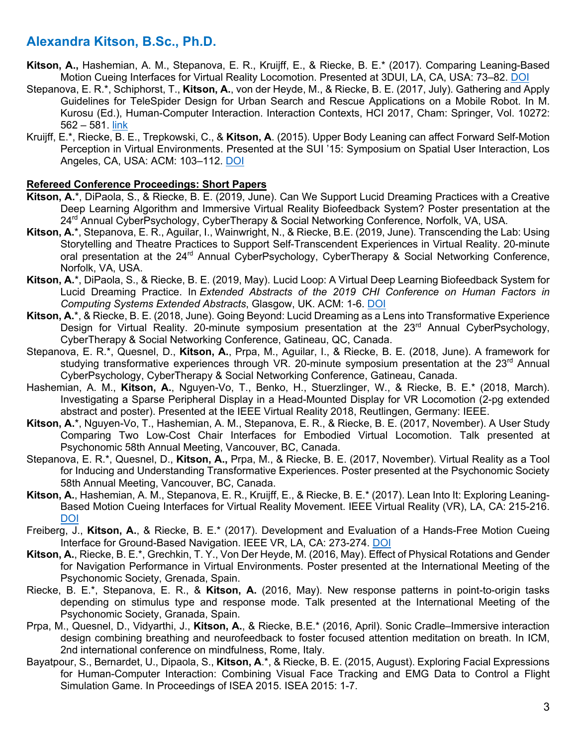## Alexandra Kitson, B.Sc., Ph.D.

**Kitson, A.,** Hashemian, A. M., Stepanova, E. R., Kruijff, E., & Riecke, B. E.* (2017). Comparing Leaning-Based Motion Cueing Interfaces for Virtual Reality Locomotion. Presented at 3DUI, LA, CA, USA: 73–82. DOI

Stepanova, E. R.*, Schiphorst, T., **Kitson, A.**, von der Heyde, M., & Riecke, B. E. (2017, July). Gathering and Apply Guidelines for TeleSpider Design for Urban Search and Rescue Applications on a Mobile Robot. In M. Kurosu (Ed.), Human-Computer Interaction. Interaction Contexts, HCI 2017, Cham: Springer, Vol. 10272: 562 – 581. link

Kruijff, E.*, Riecke, B. E., Trepkowski, C., & **Kitson, A**. (2015). Upper Body Leaning can affect Forward Self-Motion Perception in Virtual Environments. Presented at the SUI '15: Symposium on Spatial User Interaction, Los Angeles, CA, USA: ACM: 103–112. DOI

**Refereed Conference Proceedings: Short Papers**

**Kitson, A.***, DiPaola, S., & Riecke, B. E. (2019, June). Can We Support Lucid Dreaming Practices with a Creative Deep Learning Algorithm and Immersive Virtual Reality Biofeedback System? Poster presentation at the 24rd Annual CyberPsychology, CyberTherapy & Social Networking Conference, Norfolk, VA, USA.

**Kitson, A.***, Stepanova, E. R., Aguilar, I., Wainwright, N., & Riecke, B.E. (2019, June). Transcending the Lab: Using Storytelling and Theatre Practices to Support Self-Transcendent Experiences in Virtual Reality. 20-minute oral presentation at the 24rd Annual CyberPsychology, CyberTherapy & Social Networking Conference, Norfolk, VA, USA.

**Kitson, A.***, DiPaola, S., & Riecke, B. E. (2019, May). Lucid Loop: A Virtual Deep Learning Biofeedback System for Lucid Dreaming Practice. In *Extended Abstracts of the 2019 CHI Conference on Human Factors in Computing Systems Extended Abstracts*, Glasgow, UK. ACM: 1-6. DOI

**Kitson, A.***, & Riecke, B. E. (2018, June). Going Beyond: Lucid Dreaming as a Lens into Transformative Experience Design for Virtual Reality. 20-minute symposium presentation at the 23rd Annual CyberPsychology, CyberTherapy & Social Networking Conference, Gatineau, QC, Canada.

Stepanova, E. R.*, Quesnel, D., **Kitson, A.**, Prpa, M., Aguilar, I., & Riecke, B. E. (2018, June). A framework for studying transformative experiences through VR. 20-minute symposium presentation at the 23rd Annual CyberPsychology, CyberTherapy & Social Networking Conference, Gatineau, Canada.

Hashemian, A. M., **Kitson, A.**, Nguyen-Vo, T., Benko, H., Stuerzlinger, W., & Riecke, B. E.* (2018, March). Investigating a Sparse Peripheral Display in a Head-Mounted Display for VR Locomotion (2-pg extended abstract and poster). Presented at the IEEE Virtual Reality 2018, Reutlingen, Germany: IEEE.

**Kitson, A.***, Nguyen-Vo, T., Hashemian, A. M., Stepanova, E. R., & Riecke, B. E. (2017, November). A User Study Comparing Two Low-Cost Chair Interfaces for Embodied Virtual Locomotion. Talk presented at Psychonomic 58th Annual Meeting, Vancouver, BC, Canada.

Stepanova, E. R.*, Quesnel, D., **Kitson, A.,** Prpa, M., & Riecke, B. E. (2017, November). Virtual Reality as a Tool for Inducing and Understanding Transformative Experiences. Poster presented at the Psychonomic Society 58th Annual Meeting, Vancouver, BC, Canada.

**Kitson, A.**, Hashemian, A. M., Stepanova, E. R., Kruijff, E., & Riecke, B. E.* (2017). Lean Into It: Exploring Leaning-Based Motion Cueing Interfaces for Virtual Reality Movement. IEEE Virtual Reality (VR), LA, CA: 215-216. DOI

Freiberg, J., **Kitson, A.**, & Riecke, B. E.* (2017). Development and Evaluation of a Hands-Free Motion Cueing Interface for Ground-Based Navigation. IEEE VR, LA, CA: 273-274. DOI

**Kitson, A.**, Riecke, B. E.*, Grechkin, T. Y., Von Der Heyde, M. (2016, May). Effect of Physical Rotations and Gender for Navigation Performance in Virtual Environments. Poster presented at the International Meeting of the Psychonomic Society, Grenada, Spain.

Riecke, B. E.*, Stepanova, E. R., & **Kitson, A.** (2016, May). New response patterns in point-to-origin tasks depending on stimulus type and response mode. Talk presented at the International Meeting of the Psychonomic Society, Granada, Spain.

Prpa, M., Quesnel, D., Vidyarthi, J., **Kitson, A.**, & Riecke, B.E.* (2016, April). Sonic Cradle–Immersive interaction design combining breathing and neurofeedback to foster focused attention meditation on breath. In ICM, 2nd international conference on mindfulness, Rome, Italy.

Bayatpour, S., Bernardet, U., Dipaola, S., **Kitson, A**.*, & Riecke, B. E. (2015, August). Exploring Facial Expressions for Human-Computer Interaction: Combining Visual Face Tracking and EMG Data to Control a Flight Simulation Game. In Proceedings of ISEA 2015. ISEA 2015: 1-7.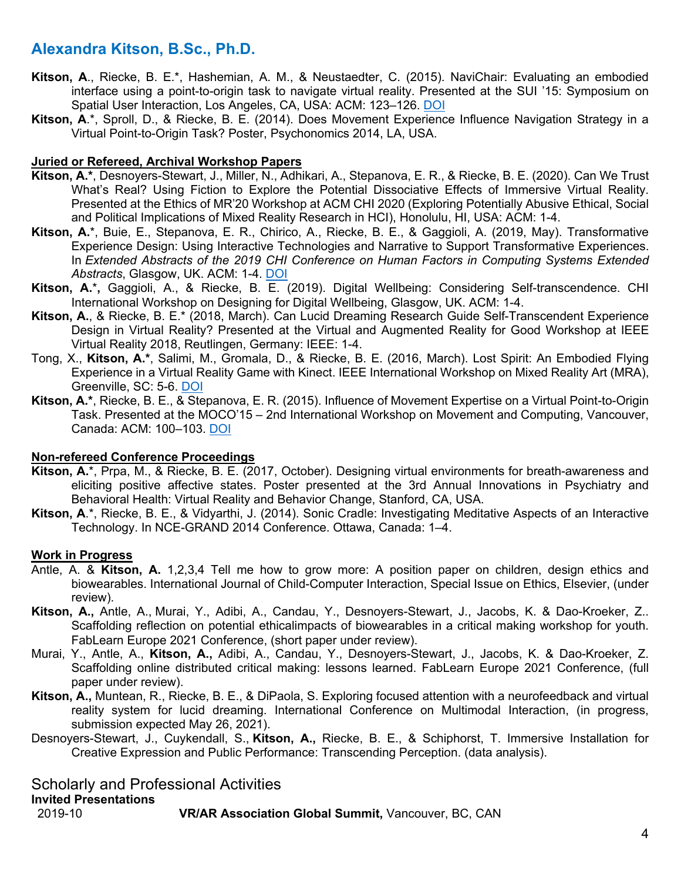## Alexandra Kitson, B.Sc., Ph.D.

**Kitson, A**., Riecke, B. E.*, Hashemian, A. M., & Neustaedter, C. (2015). NaviChair: Evaluating an embodied interface using a point-to-origin task to navigate virtual reality. Presented at the SUI '15: Symposium on Spatial User Interaction, Los Angeles, CA, USA: ACM: 123–126. DOI

**Kitson, A**.*, Sproll, D., & Riecke, B. E. (2014). Does Movement Experience Influence Navigation Strategy in a Virtual Point-to-Origin Task? Poster, Psychonomics 2014, LA, USA.

**Juried or Refereed, Archival Workshop Papers**

**Kitson, A.***, Desnoyers-Stewart, J., Miller, N., Adhikari, A., Stepanova, E. R., & Riecke, B. E. (2020). Can We Trust What's Real? Using Fiction to Explore the Potential Dissociative Effects of Immersive Virtual Reality. Presented at the Ethics of MR'20 Workshop at ACM CHI 2020 (Exploring Potentially Abusive Ethical, Social and Political Implications of Mixed Reality Research in HCI), Honolulu, HI, USA: ACM: 1-4.

**Kitson, A.***, Buie, E., Stepanova, E. R., Chirico, A., Riecke, B. E., & Gaggioli, A. (2019, May). Transformative Experience Design: Using Interactive Technologies and Narrative to Support Transformative Experiences. In *Extended Abstracts of the 2019 CHI Conference on Human Factors in Computing Systems Extended Abstracts*, Glasgow, UK. ACM: 1-4. DOI

**Kitson, A.*,** Gaggioli, A., & Riecke, B. E. (2019). Digital Wellbeing: Considering Self-transcendence. CHI International Workshop on Designing for Digital Wellbeing, Glasgow, UK. ACM: 1-4.

**Kitson, A.**, & Riecke, B. E.* (2018, March). Can Lucid Dreaming Research Guide Self-Transcendent Experience Design in Virtual Reality? Presented at the Virtual and Augmented Reality for Good Workshop at IEEE Virtual Reality 2018, Reutlingen, Germany: IEEE: 1-4.

Tong, X., **Kitson, A.***, Salimi, M., Gromala, D., & Riecke, B. E. (2016, March). Lost Spirit: An Embodied Flying Experience in a Virtual Reality Game with Kinect. IEEE International Workshop on Mixed Reality Art (MRA), Greenville, SC: 5-6. DOI

**Kitson, A.***, Riecke, B. E., & Stepanova, E. R. (2015). Influence of Movement Expertise on a Virtual Point-to-Origin Task. Presented at the MOCO'15 – 2nd International Workshop on Movement and Computing, Vancouver, Canada: ACM: 100–103. DOI

**Non-refereed Conference Proceedings**

**Kitson, A.***, Prpa, M., & Riecke, B. E. (2017, October). Designing virtual environments for breath-awareness and eliciting positive affective states. Poster presented at the 3rd Annual Innovations in Psychiatry and Behavioral Health: Virtual Reality and Behavior Change, Stanford, CA, USA.

**Kitson, A**.*, Riecke, B. E., & Vidyarthi, J. (2014). Sonic Cradle: Investigating Meditative Aspects of an Interactive Technology. In NCE-GRAND 2014 Conference. Ottawa, Canada: 1–4.

**Work in Progress**

Antle, A. & **Kitson, A.** 1,2,3,4 Tell me how to grow more: A position paper on children, design ethics and biowearables. International Journal of Child-Computer Interaction, Special Issue on Ethics, Elsevier, (under review).

**Kitson, A.,** Antle, A., Murai, Y., Adibi, A., Candau, Y., Desnoyers-Stewart, J., Jacobs, K. & Dao-Kroeker, Z.. Scaffolding reflection on potential ethicalimpacts of biowearables in a critical making workshop for youth. FabLearn Europe 2021 Conference, (short paper under review).

Murai, Y., Antle, A., **Kitson, A.,** Adibi, A., Candau, Y., Desnoyers-Stewart, J., Jacobs, K. & Dao-Kroeker, Z. Scaffolding online distributed critical making: lessons learned. FabLearn Europe 2021 Conference, (full paper under review).

**Kitson, A.,** Muntean, R., Riecke, B. E., & DiPaola, S. Exploring focused attention with a neurofeedback and virtual reality system for lucid dreaming. International Conference on Multimodal Interaction, (in progress, submission expected May 26, 2021).

Desnoyers-Stewart, J., Cuykendall, S., **Kitson, A.,** Riecke, B. E., & Schiphorst, T. Immersive Installation for Creative Expression and Public Performance: Transcending Perception. (data analysis).

## Scholarly and Professional Activities

**Invited Presentations**

2019-10 **VR/AR Association Global Summit,** Vancouver, BC, CAN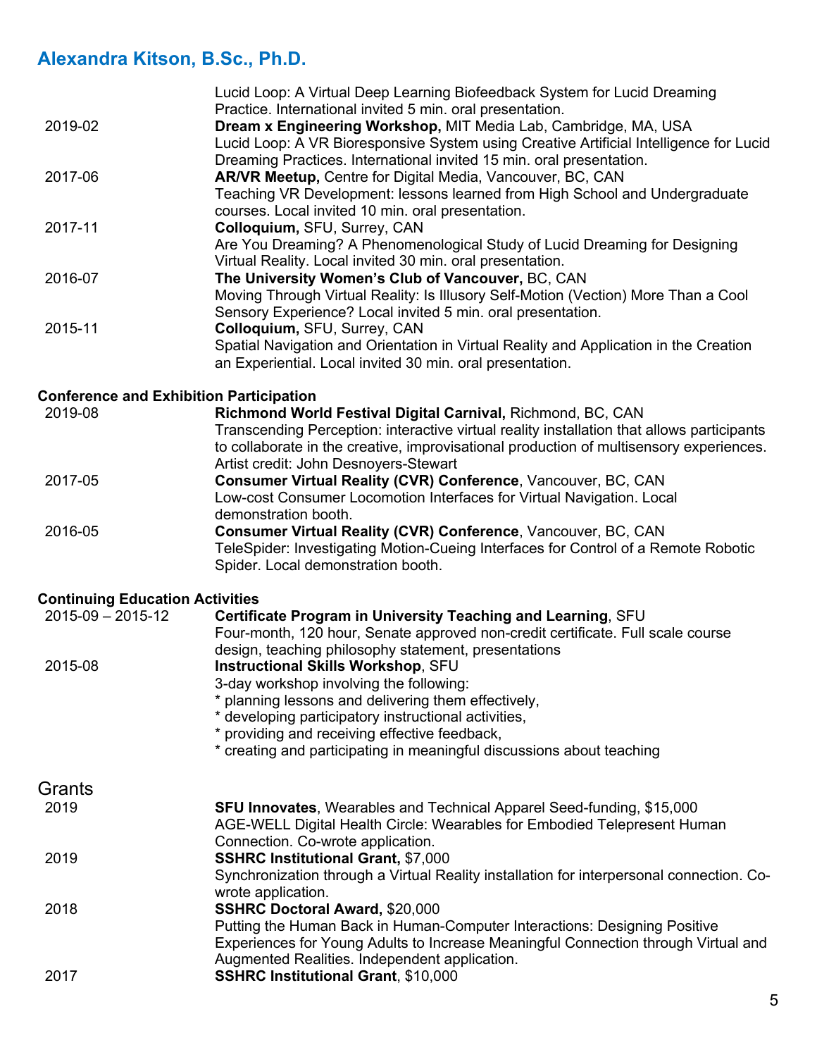Lucid Loop: A Virtual Deep Learning Biofeedback System for Lucid Dreaming Practice. International invited 5 min. oral presentation.

| | |
|---|---|
| 2019-02 | **Dream x Engineering Workshop,** MIT Media Lab, Cambridge, MA, USA<br>Lucid Loop: A VR Bioresponsive System using Creative Artificial Intelligence for Lucid Dreaming Practices. International invited 15 min. oral presentation. |
| 2017-06 | **AR/VR Meetup,** Centre for Digital Media, Vancouver, BC, CAN<br>Teaching VR Development: lessons learned from High School and Undergraduate courses. Local invited 10 min. oral presentation. |
| 2017-11 | **Colloquium,** SFU, Surrey, CAN<br>Are You Dreaming? A Phenomenological Study of Lucid Dreaming for Designing Virtual Reality. Local invited 30 min. oral presentation. |
| 2016-07 | **The University Women's Club of Vancouver,** BC, CAN<br>Moving Through Virtual Reality: Is Illusory Self-Motion (Vection) More Than a Cool Sensory Experience? Local invited 5 min. oral presentation. |
| 2015-11 | **Colloquium,** SFU, Surrey, CAN<br>Spatial Navigation and Orientation in Virtual Reality and Application in the Creation an Experiential. Local invited 30 min. oral presentation. |

### Conference and Exhibition Participation

| | |
|---|---|
| 2019-08 | **Richmond World Festival Digital Carnival,** Richmond, BC, CAN<br>Transcending Perception: interactive virtual reality installation that allows participants to collaborate in the creative, improvisational production of multisensory experiences. Artist credit: John Desnoyers-Stewart |
| 2017-05 | **Consumer Virtual Reality (CVR) Conference**, Vancouver, BC, CAN<br>Low-cost Consumer Locomotion Interfaces for Virtual Navigation. Local demonstration booth. |
| 2016-05 | **Consumer Virtual Reality (CVR) Conference**, Vancouver, BC, CAN<br>TeleSpider: Investigating Motion-Cueing Interfaces for Control of a Remote Robotic Spider. Local demonstration booth. |

### Continuing Education Activities

| | |
|---|---|
| 2015-09 – 2015-12 | **Certificate Program in University Teaching and Learning**, SFU<br>Four-month, 120 hour, Senate approved non-credit certificate. Full scale course design, teaching philosophy statement, presentations |
| 2015-08 | **Instructional Skills Workshop**, SFU<br>3-day workshop involving the following:<br>* planning lessons and delivering them effectively,<br>* developing participatory instructional activities,<br>* providing and receiving effective feedback,<br>* creating and participating in meaningful discussions about teaching |

## Grants

| | |
|---|---|
| 2019 | **SFU Innovates**, Wearables and Technical Apparel Seed-funding, $15,000<br>AGE-WELL Digital Health Circle: Wearables for Embodied Telepresent Human Connection. Co-wrote application. |
| 2019 | **SSHRC Institutional Grant,** $7,000<br>Synchronization through a Virtual Reality installation for interpersonal connection. Co-wrote application. |
| 2018 | **SSHRC Doctoral Award,** $20,000<br>Putting the Human Back in Human-Computer Interactions: Designing Positive Experiences for Young Adults to Increase Meaningful Connection through Virtual and Augmented Realities. Independent application. |
| 2017 | **SSHRC Institutional Grant**, $10,000 |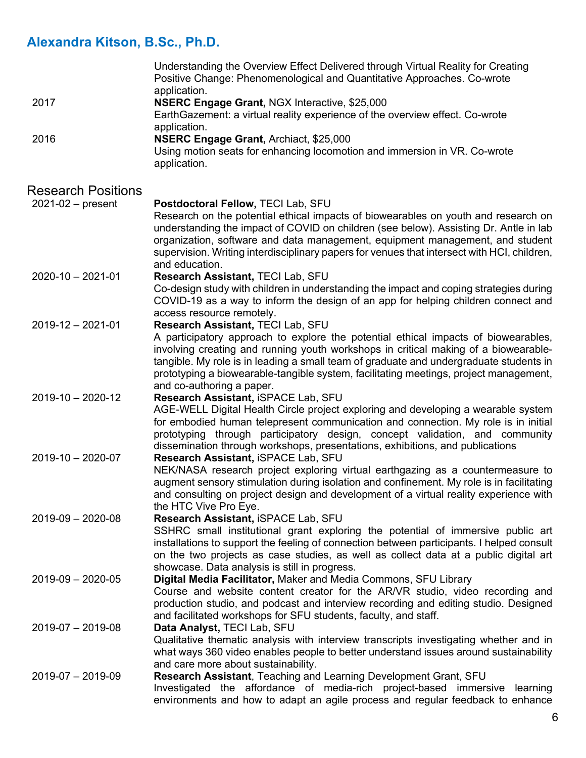Understanding the Overview Effect Delivered through Virtual Reality for Creating Positive Change: Phenomenological and Quantitative Approaches. Co-wrote application.

2017 **NSERC Engage Grant,** NGX Interactive, $25,000
EarthGazement: a virtual reality experience of the overview effect. Co-wrote application.

2016 **NSERC Engage Grant,** Archiact, $25,000
Using motion seats for enhancing locomotion and immersion in VR. Co-wrote application.

## Research Positions

2021-02 – present **Postdoctoral Fellow,** TECI Lab, SFU
Research on the potential ethical impacts of biowearables on youth and research on understanding the impact of COVID on children (see below). Assisting Dr. Antle in lab organization, software and data management, equipment management, and student supervision. Writing interdisciplinary papers for venues that intersect with HCI, children, and education.

2020-10 – 2021-01 **Research Assistant,** TECI Lab, SFU
Co-design study with children in understanding the impact and coping strategies during COVID-19 as a way to inform the design of an app for helping children connect and access resource remotely.

2019-12 – 2021-01 **Research Assistant,** TECI Lab, SFU
A participatory approach to explore the potential ethical impacts of biowearables, involving creating and running youth workshops in critical making of a biowearable-tangible. My role is in leading a small team of graduate and undergraduate students in prototyping a biowearable-tangible system, facilitating meetings, project management, and co-authoring a paper.

2019-10 – 2020-12 **Research Assistant,** iSPACE Lab, SFU
AGE-WELL Digital Health Circle project exploring and developing a wearable system for embodied human telepresent communication and connection. My role is in initial prototyping through participatory design, concept validation, and community dissemination through workshops, presentations, exhibitions, and publications

2019-10 – 2020-07 **Research Assistant,** iSPACE Lab, SFU
NEK/NASA research project exploring virtual earthgazing as a countermeasure to augment sensory stimulation during isolation and confinement. My role is in facilitating and consulting on project design and development of a virtual reality experience with the HTC Vive Pro Eye.

2019-09 – 2020-08 **Research Assistant,** iSPACE Lab, SFU
SSHRC small institutional grant exploring the potential of immersive public art installations to support the feeling of connection between participants. I helped consult on the two projects as case studies, as well as collect data at a public digital art showcase. Data analysis is still in progress.

2019-09 – 2020-05 **Digital Media Facilitator,** Maker and Media Commons, SFU Library
Course and website content creator for the AR/VR studio, video recording and production studio, and podcast and interview recording and editing studio. Designed and facilitated workshops for SFU students, faculty, and staff.

2019-07 – 2019-08 **Data Analyst,** TECI Lab, SFU
Qualitative thematic analysis with interview transcripts investigating whether and in what ways 360 video enables people to better understand issues around sustainability and care more about sustainability.

2019-07 – 2019-09 **Research Assistant**, Teaching and Learning Development Grant, SFU
Investigated the affordance of media-rich project-based immersive learning environments and how to adapt an agile process and regular feedback to enhance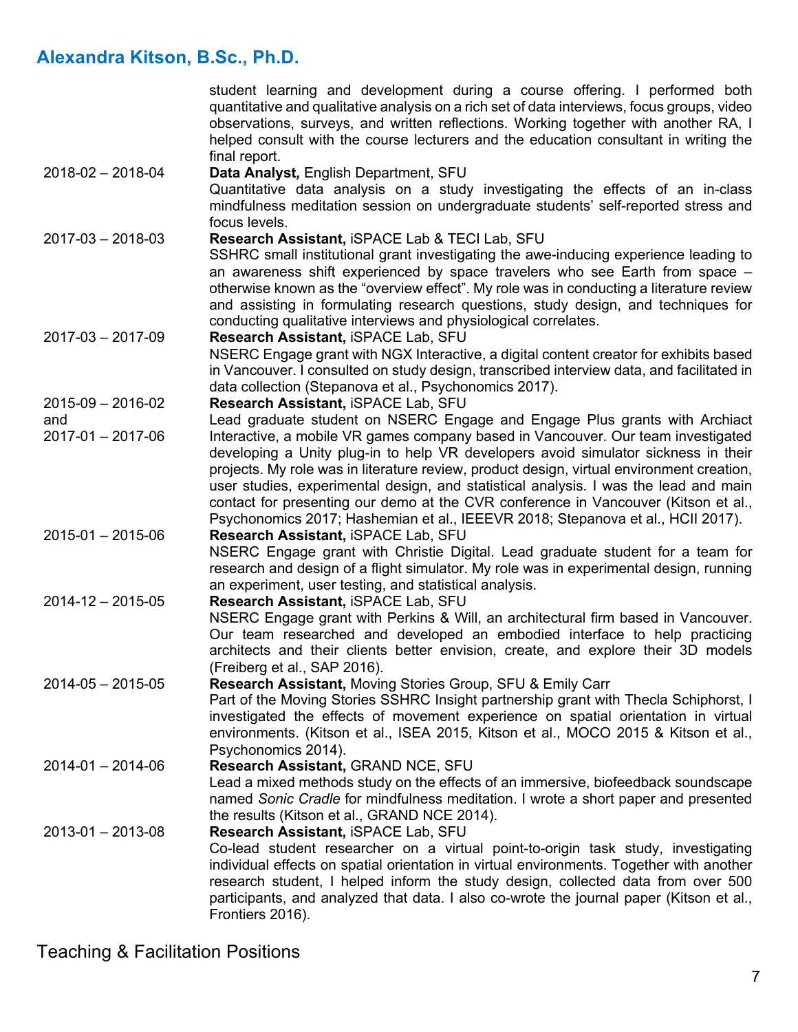student learning and development during a course offering. I performed both quantitative and qualitative analysis on a rich set of data interviews, focus groups, video observations, surveys, and written reflections. Working together with another RA, I helped consult with the course lecturers and the education consultant in writing the final report.

2018-02 – 2018-04 **Data Analyst,** English Department, SFU
Quantitative data analysis on a study investigating the effects of an in-class mindfulness meditation session on undergraduate students' self-reported stress and focus levels.

2017-03 – 2018-03 **Research Assistant,** iSPACE Lab & TECI Lab, SFU
SSHRC small institutional grant investigating the awe-inducing experience leading to an awareness shift experienced by space travelers who see Earth from space – otherwise known as the "overview effect". My role was in conducting a literature review and assisting in formulating research questions, study design, and techniques for conducting qualitative interviews and physiological correlates.

2017-03 – 2017-09 **Research Assistant,** iSPACE Lab, SFU
NSERC Engage grant with NGX Interactive, a digital content creator for exhibits based in Vancouver. I consulted on study design, transcribed interview data, and facilitated in data collection (Stepanova et al., Psychonomics 2017).

2015-09 – 2016-02 and 2017-01 – 2017-06 **Research Assistant,** iSPACE Lab, SFU
Lead graduate student on NSERC Engage and Engage Plus grants with Archiact Interactive, a mobile VR games company based in Vancouver. Our team investigated developing a Unity plug-in to help VR developers avoid simulator sickness in their projects. My role was in literature review, product design, virtual environment creation, user studies, experimental design, and statistical analysis. I was the lead and main contact for presenting our demo at the CVR conference in Vancouver (Kitson et al., Psychonomics 2017; Hashemian et al., IEEEVR 2018; Stepanova et al., HCII 2017).

2015-01 – 2015-06 **Research Assistant,** iSPACE Lab, SFU
NSERC Engage grant with Christie Digital. Lead graduate student for a team for research and design of a flight simulator. My role was in experimental design, running an experiment, user testing, and statistical analysis.

2014-12 – 2015-05 **Research Assistant,** iSPACE Lab, SFU
NSERC Engage grant with Perkins & Will, an architectural firm based in Vancouver. Our team researched and developed an embodied interface to help practicing architects and their clients better envision, create, and explore their 3D models (Freiberg et al., SAP 2016).

2014-05 – 2015-05 **Research Assistant,** Moving Stories Group, SFU & Emily Carr
Part of the Moving Stories SSHRC Insight partnership grant with Thecla Schiphorst, I investigated the effects of movement experience on spatial orientation in virtual environments. (Kitson et al., ISEA 2015, Kitson et al., MOCO 2015 & Kitson et al., Psychonomics 2014).

2014-01 – 2014-06 **Research Assistant,** GRAND NCE, SFU
Lead a mixed methods study on the effects of an immersive, biofeedback soundscape named *Sonic Cradle* for mindfulness meditation. I wrote a short paper and presented the results (Kitson et al., GRAND NCE 2014).

2013-01 – 2013-08 **Research Assistant,** iSPACE Lab, SFU
Co-lead student researcher on a virtual point-to-origin task study, investigating individual effects on spatial orientation in virtual environments. Together with another research student, I helped inform the study design, collected data from over 500 participants, and analyzed that data. I also co-wrote the journal paper (Kitson et al., Frontiers 2016).

## Teaching & Facilitation Positions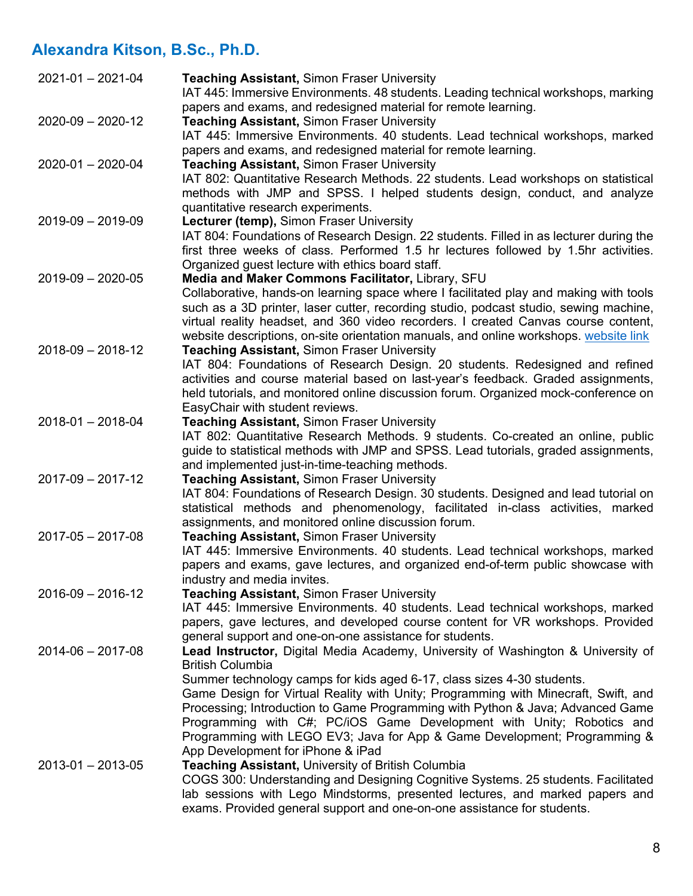# Alexandra Kitson, B.Sc., Ph.D.

2021-01 – 2021-04 **Teaching Assistant,** Simon Fraser University
IAT 445: Immersive Environments. 48 students. Leading technical workshops, marking papers and exams, and redesigned material for remote learning.

2020-09 – 2020-12 **Teaching Assistant,** Simon Fraser University
IAT 445: Immersive Environments. 40 students. Lead technical workshops, marked papers and exams, and redesigned material for remote learning.

2020-01 – 2020-04 **Teaching Assistant,** Simon Fraser University
IAT 802: Quantitative Research Methods. 22 students. Lead workshops on statistical methods with JMP and SPSS. I helped students design, conduct, and analyze quantitative research experiments.

2019-09 – 2019-09 **Lecturer (temp),** Simon Fraser University
IAT 804: Foundations of Research Design. 22 students. Filled in as lecturer during the first three weeks of class. Performed 1.5 hr lectures followed by 1.5hr activities. Organized guest lecture with ethics board staff.

2019-09 – 2020-05 **Media and Maker Commons Facilitator,** Library, SFU
Collaborative, hands-on learning space where I facilitated play and making with tools such as a 3D printer, laser cutter, recording studio, podcast studio, sewing machine, virtual reality headset, and 360 video recorders. I created Canvas course content, website descriptions, on-site orientation manuals, and online workshops. website link

2018-09 – 2018-12 **Teaching Assistant,** Simon Fraser University
IAT 804: Foundations of Research Design. 20 students. Redesigned and refined activities and course material based on last-year's feedback. Graded assignments, held tutorials, and monitored online discussion forum. Organized mock-conference on EasyChair with student reviews.

2018-01 – 2018-04 **Teaching Assistant,** Simon Fraser University
IAT 802: Quantitative Research Methods. 9 students. Co-created an online, public guide to statistical methods with JMP and SPSS. Lead tutorials, graded assignments, and implemented just-in-time-teaching methods.

2017-09 – 2017-12 **Teaching Assistant,** Simon Fraser University
IAT 804: Foundations of Research Design. 30 students. Designed and lead tutorial on statistical methods and phenomenology, facilitated in-class activities, marked assignments, and monitored online discussion forum.

2017-05 – 2017-08 **Teaching Assistant,** Simon Fraser University
IAT 445: Immersive Environments. 40 students. Lead technical workshops, marked papers and exams, gave lectures, and organized end-of-term public showcase with industry and media invites.

2016-09 – 2016-12 **Teaching Assistant,** Simon Fraser University
IAT 445: Immersive Environments. 40 students. Lead technical workshops, marked papers, gave lectures, and developed course content for VR workshops. Provided general support and one-on-one assistance for students.

2014-06 – 2017-08 **Lead Instructor,** Digital Media Academy, University of Washington & University of British Columbia
Summer technology camps for kids aged 6-17, class sizes 4-30 students.
Game Design for Virtual Reality with Unity; Programming with Minecraft, Swift, and Processing; Introduction to Game Programming with Python & Java; Advanced Game Programming with C#; PC/iOS Game Development with Unity; Robotics and Programming with LEGO EV3; Java for App & Game Development; Programming & App Development for iPhone & iPad

2013-01 – 2013-05 **Teaching Assistant,** University of British Columbia
COGS 300: Understanding and Designing Cognitive Systems. 25 students. Facilitated lab sessions with Lego Mindstorms, presented lectures, and marked papers and exams. Provided general support and one-on-one assistance for students.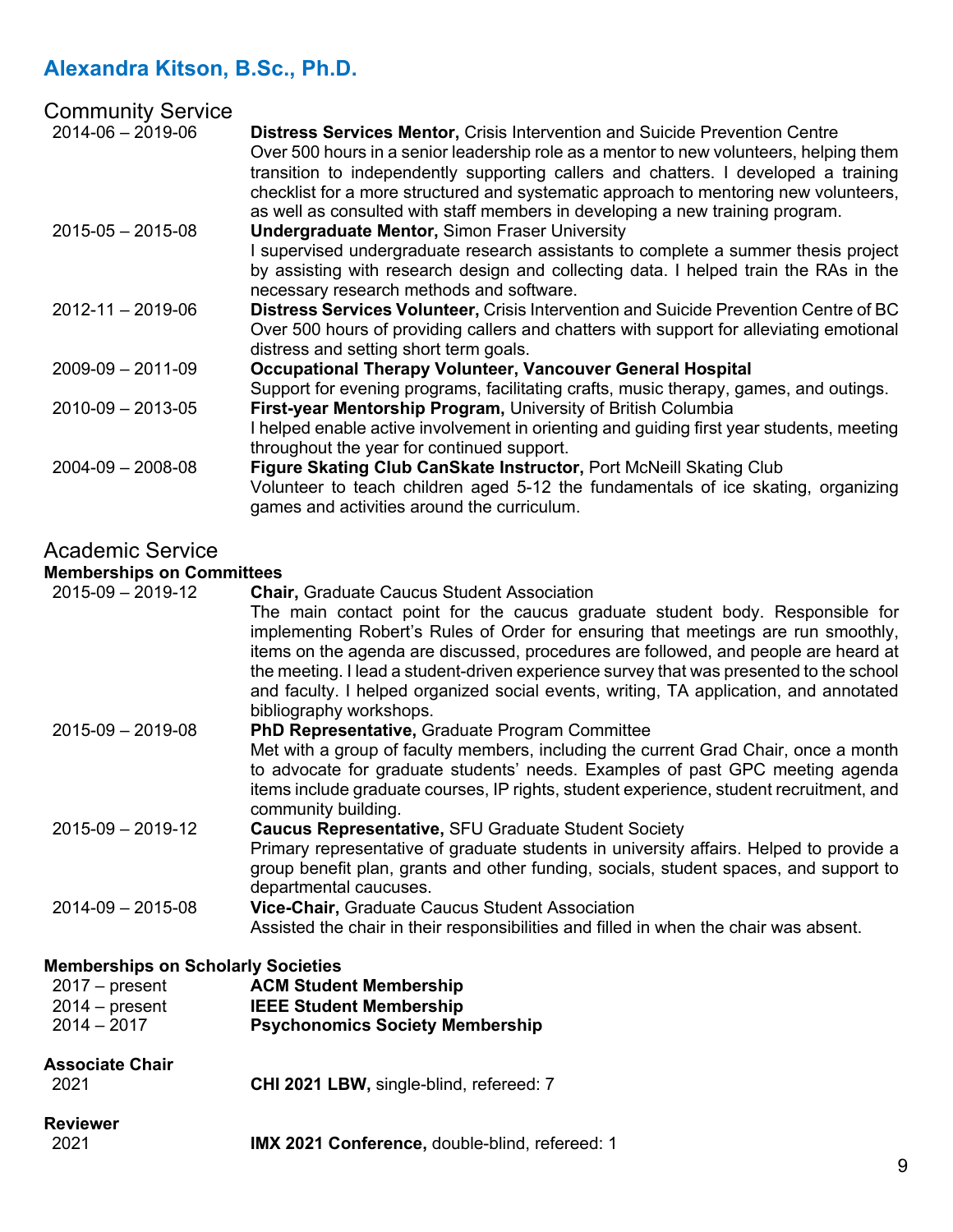# Alexandra Kitson, B.Sc., Ph.D.

## Community Service

2014-06 – 2019-06 — **Distress Services Mentor,** Crisis Intervention and Suicide Prevention Centre
Over 500 hours in a senior leadership role as a mentor to new volunteers, helping them transition to independently supporting callers and chatters. I developed a training checklist for a more structured and systematic approach to mentoring new volunteers, as well as consulted with staff members in developing a new training program.

2015-05 – 2015-08 — **Undergraduate Mentor,** Simon Fraser University
I supervised undergraduate research assistants to complete a summer thesis project by assisting with research design and collecting data. I helped train the RAs in the necessary research methods and software.

2012-11 – 2019-06 — **Distress Services Volunteer,** Crisis Intervention and Suicide Prevention Centre of BC
Over 500 hours of providing callers and chatters with support for alleviating emotional distress and setting short term goals.

2009-09 – 2011-09 — **Occupational Therapy Volunteer, Vancouver General Hospital**
Support for evening programs, facilitating crafts, music therapy, games, and outings.

2010-09 – 2013-05 — **First-year Mentorship Program,** University of British Columbia
I helped enable active involvement in orienting and guiding first year students, meeting throughout the year for continued support.

2004-09 – 2008-08 — **Figure Skating Club CanSkate Instructor,** Port McNeill Skating Club
Volunteer to teach children aged 5-12 the fundamentals of ice skating, organizing games and activities around the curriculum.

## Academic Service

### Memberships on Committees

2015-09 – 2019-12 — **Chair,** Graduate Caucus Student Association
The main contact point for the caucus graduate student body. Responsible for implementing Robert's Rules of Order for ensuring that meetings are run smoothly, items on the agenda are discussed, procedures are followed, and people are heard at the meeting. I lead a student-driven experience survey that was presented to the school and faculty. I helped organized social events, writing, TA application, and annotated bibliography workshops.

2015-09 – 2019-08 — **PhD Representative,** Graduate Program Committee
Met with a group of faculty members, including the current Grad Chair, once a month to advocate for graduate students' needs. Examples of past GPC meeting agenda items include graduate courses, IP rights, student experience, student recruitment, and community building.

2015-09 – 2019-12 — **Caucus Representative,** SFU Graduate Student Society
Primary representative of graduate students in university affairs. Helped to provide a group benefit plan, grants and other funding, socials, student spaces, and support to departmental caucuses.

2014-09 – 2015-08 — **Vice-Chair,** Graduate Caucus Student Association
Assisted the chair in their responsibilities and filled in when the chair was absent.

### Memberships on Scholarly Societies

2017 – present — **ACM Student Membership**
2014 – present — **IEEE Student Membership**
2014 – 2017 — **Psychonomics Society Membership**

### Associate Chair

2021 — **CHI 2021 LBW,** single-blind, refereed: 7

### Reviewer

2021 — **IMX 2021 Conference,** double-blind, refereed: 1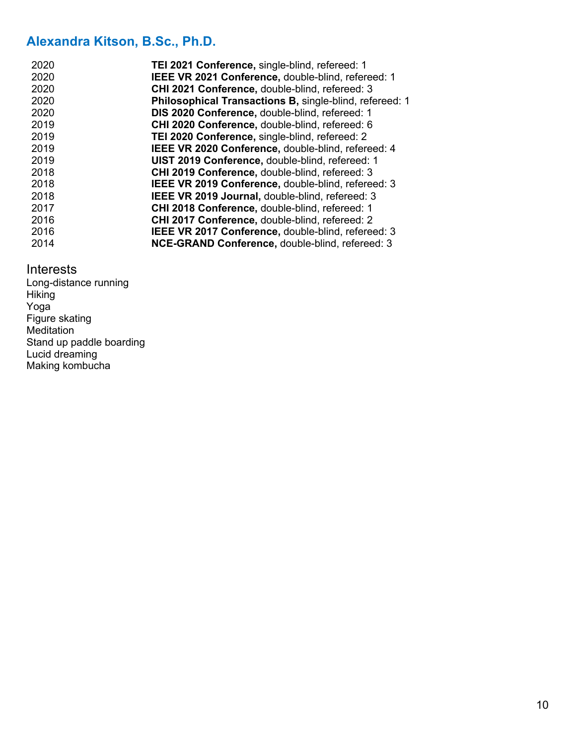| | |
|---|---|
| 2020 | **TEI 2021 Conference,** single-blind, refereed: 1 |
| 2020 | **IEEE VR 2021 Conference,** double-blind, refereed: 1 |
| 2020 | **CHI 2021 Conference,** double-blind, refereed: 3 |
| 2020 | **Philosophical Transactions B,** single-blind, refereed: 1 |
| 2020 | **DIS 2020 Conference,** double-blind, refereed: 1 |
| 2019 | **CHI 2020 Conference,** double-blind, refereed: 6 |
| 2019 | **TEI 2020 Conference,** single-blind, refereed: 2 |
| 2019 | **IEEE VR 2020 Conference,** double-blind, refereed: 4 |
| 2019 | **UIST 2019 Conference,** double-blind, refereed: 1 |
| 2018 | **CHI 2019 Conference,** double-blind, refereed: 3 |
| 2018 | **IEEE VR 2019 Conference,** double-blind, refereed: 3 |
| 2018 | **IEEE VR 2019 Journal,** double-blind, refereed: 3 |
| 2017 | **CHI 2018 Conference,** double-blind, refereed: 1 |
| 2016 | **CHI 2017 Conference,** double-blind, refereed: 2 |
| 2016 | **IEEE VR 2017 Conference,** double-blind, refereed: 3 |
| 2014 | **NCE-GRAND Conference,** double-blind, refereed: 3 |

## Interests

Long-distance running
Hiking
Yoga
Figure skating
Meditation
Stand up paddle boarding
Lucid dreaming
Making kombucha